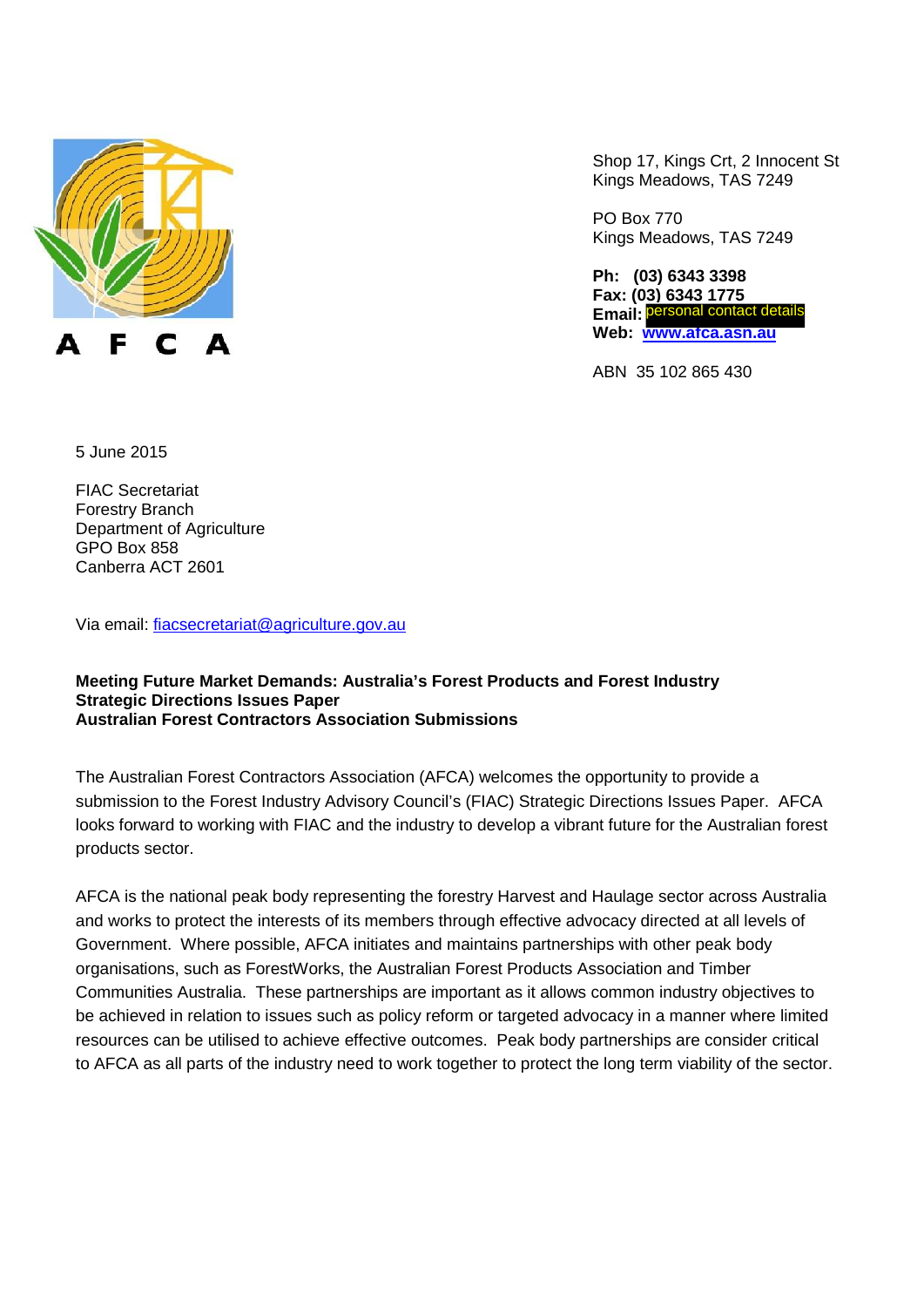A F C A

Shop 17, Kings Crt, 2 Innocent St
Kings Meadows, TAS 7249

PO Box 770
Kings Meadows, TAS 7249

**Ph: (03) 6343 3398**
**Fax: (03) 6343 1775**
**Email:** personal contact details
**Web: [www.afca.asn.au](http://www.afca.asn.au)**

ABN 35 102 865 430

5 June 2015

FIAC Secretariat
Forestry Branch
Department of Agriculture
GPO Box 858
Canberra ACT 2601

Via email: fiacsecretariat@agriculture.gov.au

**Meeting Future Market Demands: Australia's Forest Products and Forest Industry Strategic Directions Issues Paper**
**Australian Forest Contractors Association Submissions**

The Australian Forest Contractors Association (AFCA) welcomes the opportunity to provide a submission to the Forest Industry Advisory Council's (FIAC) Strategic Directions Issues Paper. AFCA looks forward to working with FIAC and the industry to develop a vibrant future for the Australian forest products sector.

AFCA is the national peak body representing the forestry Harvest and Haulage sector across Australia and works to protect the interests of its members through effective advocacy directed at all levels of Government. Where possible, AFCA initiates and maintains partnerships with other peak body organisations, such as ForestWorks, the Australian Forest Products Association and Timber Communities Australia. These partnerships are important as it allows common industry objectives to be achieved in relation to issues such as policy reform or targeted advocacy in a manner where limited resources can be utilised to achieve effective outcomes. Peak body partnerships are consider critical to AFCA as all parts of the industry need to work together to protect the long term viability of the sector.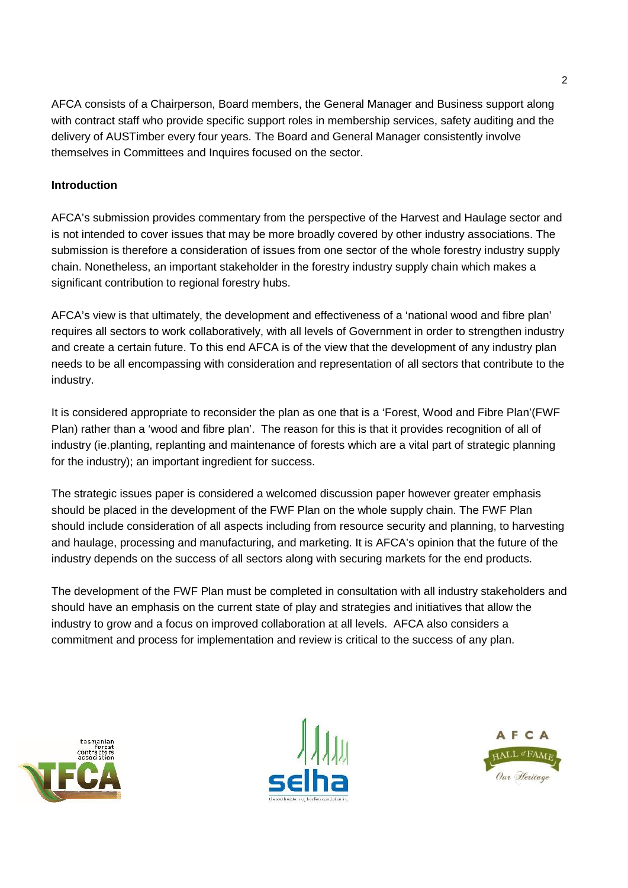AFCA consists of a Chairperson, Board members, the General Manager and Business support along with contract staff who provide specific support roles in membership services, safety auditing and the delivery of AUSTimber every four years. The Board and General Manager consistently involve themselves in Committees and Inquires focused on the sector.

**Introduction**

AFCA's submission provides commentary from the perspective of the Harvest and Haulage sector and is not intended to cover issues that may be more broadly covered by other industry associations. The submission is therefore a consideration of issues from one sector of the whole forestry industry supply chain. Nonetheless, an important stakeholder in the forestry industry supply chain which makes a significant contribution to regional forestry hubs.

AFCA's view is that ultimately, the development and effectiveness of a 'national wood and fibre plan' requires all sectors to work collaboratively, with all levels of Government in order to strengthen industry and create a certain future. To this end AFCA is of the view that the development of any industry plan needs to be all encompassing with consideration and representation of all sectors that contribute to the industry.

It is considered appropriate to reconsider the plan as one that is a 'Forest, Wood and Fibre Plan'(FWF Plan) rather than a 'wood and fibre plan'. The reason for this is that it provides recognition of all of industry (ie.planting, replanting and maintenance of forests which are a vital part of strategic planning for the industry); an important ingredient for success.

The strategic issues paper is considered a welcomed discussion paper however greater emphasis should be placed in the development of the FWF Plan on the whole supply chain. The FWF Plan should include consideration of all aspects including from resource security and planning, to harvesting and haulage, processing and manufacturing, and marketing. It is AFCA's opinion that the future of the industry depends on the success of all sectors along with securing markets for the end products.

The development of the FWF Plan must be completed in consultation with all industry stakeholders and should have an emphasis on the current state of play and strategies and initiatives that allow the industry to grow and a focus on improved collaboration at all levels. AFCA also considers a commitment and process for implementation and review is critical to the success of any plan.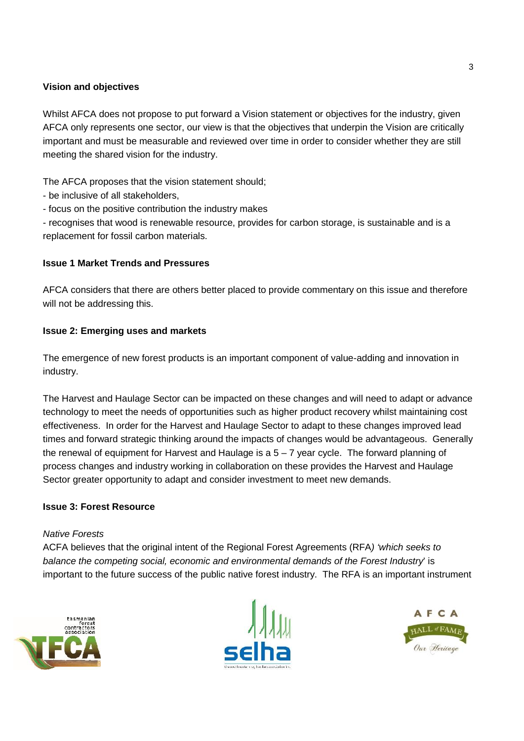**Vision and objectives**

Whilst AFCA does not propose to put forward a Vision statement or objectives for the industry, given AFCA only represents one sector, our view is that the objectives that underpin the Vision are critically important and must be measurable and reviewed over time in order to consider whether they are still meeting the shared vision for the industry.

The AFCA proposes that the vision statement should;

- be inclusive of all stakeholders,
- focus on the positive contribution the industry makes
- recognises that wood is renewable resource, provides for carbon storage, is sustainable and is a replacement for fossil carbon materials.

**Issue 1 Market Trends and Pressures**

AFCA considers that there are others better placed to provide commentary on this issue and therefore will not be addressing this.

**Issue 2: Emerging uses and markets**

The emergence of new forest products is an important component of value-adding and innovation in industry.

The Harvest and Haulage Sector can be impacted on these changes and will need to adapt or advance technology to meet the needs of opportunities such as higher product recovery whilst maintaining cost effectiveness. In order for the Harvest and Haulage Sector to adapt to these changes improved lead times and forward strategic thinking around the impacts of changes would be advantageous. Generally the renewal of equipment for Harvest and Haulage is a 5 – 7 year cycle. The forward planning of process changes and industry working in collaboration on these provides the Harvest and Haulage Sector greater opportunity to adapt and consider investment to meet new demands.

**Issue 3: Forest Resource**

*Native Forests*

ACFA believes that the original intent of the Regional Forest Agreements (RFA*) 'which seeks to balance the competing social, economic and environmental demands of the Forest Industry*' is important to the future success of the public native forest industry. The RFA is an important instrument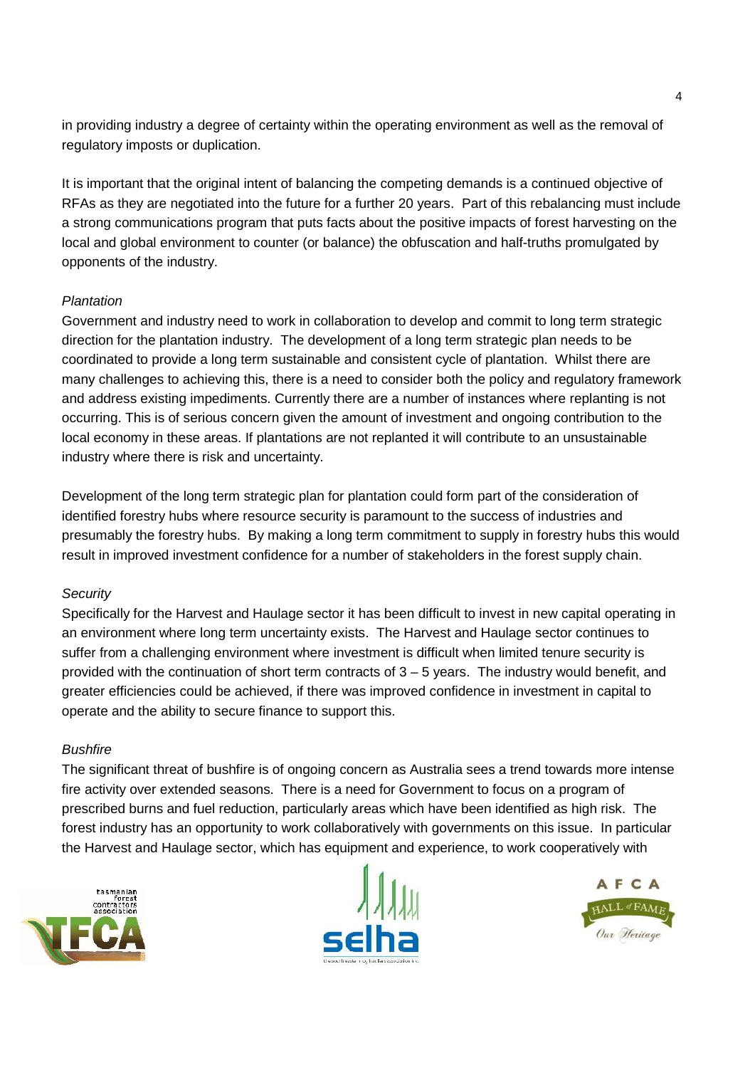in providing industry a degree of certainty within the operating environment as well as the removal of regulatory imposts or duplication.

It is important that the original intent of balancing the competing demands is a continued objective of RFAs as they are negotiated into the future for a further 20 years. Part of this rebalancing must include a strong communications program that puts facts about the positive impacts of forest harvesting on the local and global environment to counter (or balance) the obfuscation and half-truths promulgated by opponents of the industry.

*Plantation*

Government and industry need to work in collaboration to develop and commit to long term strategic direction for the plantation industry. The development of a long term strategic plan needs to be coordinated to provide a long term sustainable and consistent cycle of plantation. Whilst there are many challenges to achieving this, there is a need to consider both the policy and regulatory framework and address existing impediments. Currently there are a number of instances where replanting is not occurring. This is of serious concern given the amount of investment and ongoing contribution to the local economy in these areas. If plantations are not replanted it will contribute to an unsustainable industry where there is risk and uncertainty.

Development of the long term strategic plan for plantation could form part of the consideration of identified forestry hubs where resource security is paramount to the success of industries and presumably the forestry hubs. By making a long term commitment to supply in forestry hubs this would result in improved investment confidence for a number of stakeholders in the forest supply chain.

*Security*

Specifically for the Harvest and Haulage sector it has been difficult to invest in new capital operating in an environment where long term uncertainty exists. The Harvest and Haulage sector continues to suffer from a challenging environment where investment is difficult when limited tenure security is provided with the continuation of short term contracts of 3 – 5 years. The industry would benefit, and greater efficiencies could be achieved, if there was improved confidence in investment in capital to operate and the ability to secure finance to support this.

*Bushfire*

The significant threat of bushfire is of ongoing concern as Australia sees a trend towards more intense fire activity over extended seasons. There is a need for Government to focus on a program of prescribed burns and fuel reduction, particularly areas which have been identified as high risk. The forest industry has an opportunity to work collaboratively with governments on this issue. In particular the Harvest and Haulage sector, which has equipment and experience, to work cooperatively with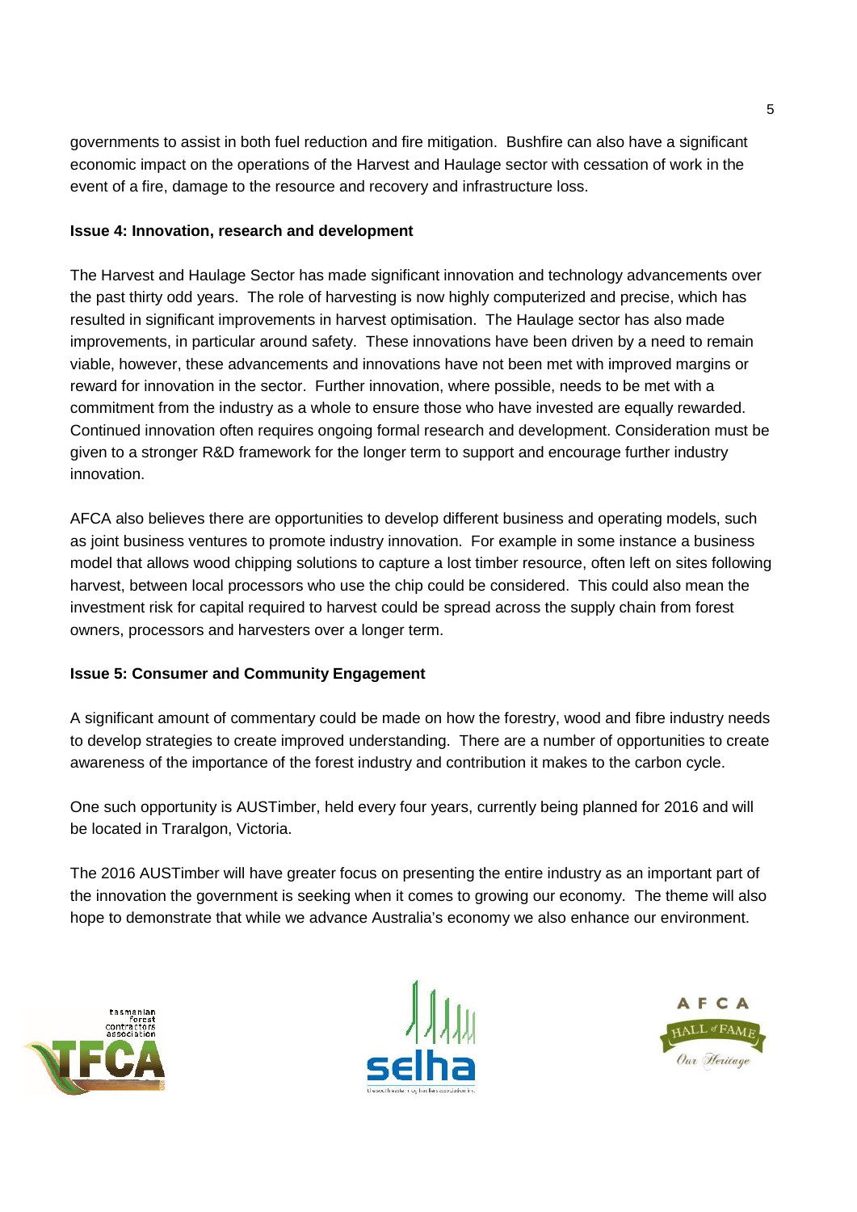governments to assist in both fuel reduction and fire mitigation. Bushfire can also have a significant economic impact on the operations of the Harvest and Haulage sector with cessation of work in the event of a fire, damage to the resource and recovery and infrastructure loss.

**Issue 4: Innovation, research and development**

The Harvest and Haulage Sector has made significant innovation and technology advancements over the past thirty odd years. The role of harvesting is now highly computerized and precise, which has resulted in significant improvements in harvest optimisation. The Haulage sector has also made improvements, in particular around safety. These innovations have been driven by a need to remain viable, however, these advancements and innovations have not been met with improved margins or reward for innovation in the sector. Further innovation, where possible, needs to be met with a commitment from the industry as a whole to ensure those who have invested are equally rewarded. Continued innovation often requires ongoing formal research and development. Consideration must be given to a stronger R&D framework for the longer term to support and encourage further industry innovation.

AFCA also believes there are opportunities to develop different business and operating models, such as joint business ventures to promote industry innovation. For example in some instance a business model that allows wood chipping solutions to capture a lost timber resource, often left on sites following harvest, between local processors who use the chip could be considered. This could also mean the investment risk for capital required to harvest could be spread across the supply chain from forest owners, processors and harvesters over a longer term.

**Issue 5: Consumer and Community Engagement**

A significant amount of commentary could be made on how the forestry, wood and fibre industry needs to develop strategies to create improved understanding. There are a number of opportunities to create awareness of the importance of the forest industry and contribution it makes to the carbon cycle.

One such opportunity is AUSTimber, held every four years, currently being planned for 2016 and will be located in Traralgon, Victoria.

The 2016 AUSTimber will have greater focus on presenting the entire industry as an important part of the innovation the government is seeking when it comes to growing our economy. The theme will also hope to demonstrate that while we advance Australia's economy we also enhance our environment.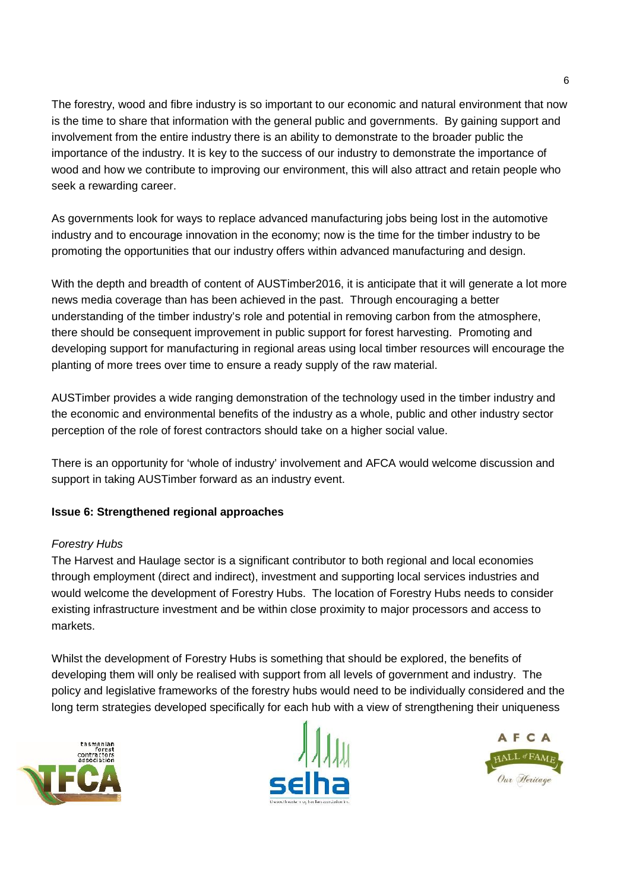The forestry, wood and fibre industry is so important to our economic and natural environment that now is the time to share that information with the general public and governments. By gaining support and involvement from the entire industry there is an ability to demonstrate to the broader public the importance of the industry. It is key to the success of our industry to demonstrate the importance of wood and how we contribute to improving our environment, this will also attract and retain people who seek a rewarding career.

As governments look for ways to replace advanced manufacturing jobs being lost in the automotive industry and to encourage innovation in the economy; now is the time for the timber industry to be promoting the opportunities that our industry offers within advanced manufacturing and design.

With the depth and breadth of content of AUSTimber2016, it is anticipate that it will generate a lot more news media coverage than has been achieved in the past. Through encouraging a better understanding of the timber industry's role and potential in removing carbon from the atmosphere, there should be consequent improvement in public support for forest harvesting. Promoting and developing support for manufacturing in regional areas using local timber resources will encourage the planting of more trees over time to ensure a ready supply of the raw material.

AUSTimber provides a wide ranging demonstration of the technology used in the timber industry and the economic and environmental benefits of the industry as a whole, public and other industry sector perception of the role of forest contractors should take on a higher social value.

There is an opportunity for 'whole of industry' involvement and AFCA would welcome discussion and support in taking AUSTimber forward as an industry event.

**Issue 6: Strengthened regional approaches**

*Forestry Hubs*

The Harvest and Haulage sector is a significant contributor to both regional and local economies through employment (direct and indirect), investment and supporting local services industries and would welcome the development of Forestry Hubs. The location of Forestry Hubs needs to consider existing infrastructure investment and be within close proximity to major processors and access to markets.

Whilst the development of Forestry Hubs is something that should be explored, the benefits of developing them will only be realised with support from all levels of government and industry. The policy and legislative frameworks of the forestry hubs would need to be individually considered and the long term strategies developed specifically for each hub with a view of strengthening their uniqueness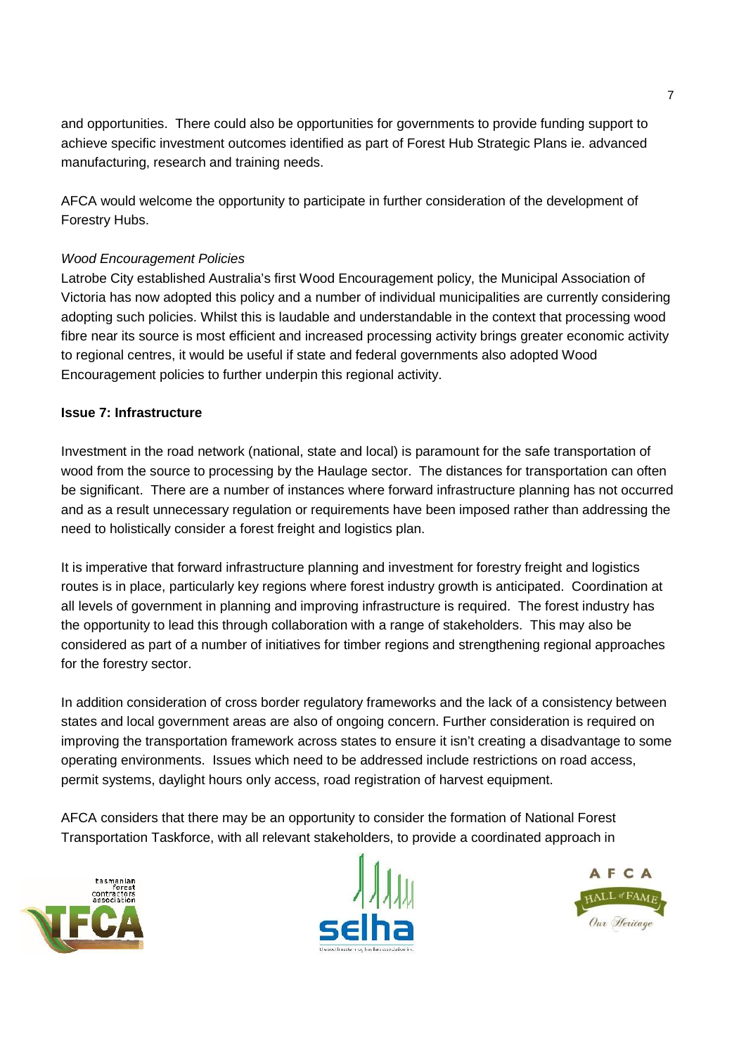and opportunities. There could also be opportunities for governments to provide funding support to achieve specific investment outcomes identified as part of Forest Hub Strategic Plans ie. advanced manufacturing, research and training needs.

AFCA would welcome the opportunity to participate in further consideration of the development of Forestry Hubs.

*Wood Encouragement Policies*

Latrobe City established Australia's first Wood Encouragement policy, the Municipal Association of Victoria has now adopted this policy and a number of individual municipalities are currently considering adopting such policies. Whilst this is laudable and understandable in the context that processing wood fibre near its source is most efficient and increased processing activity brings greater economic activity to regional centres, it would be useful if state and federal governments also adopted Wood Encouragement policies to further underpin this regional activity.

**Issue 7: Infrastructure**

Investment in the road network (national, state and local) is paramount for the safe transportation of wood from the source to processing by the Haulage sector. The distances for transportation can often be significant. There are a number of instances where forward infrastructure planning has not occurred and as a result unnecessary regulation or requirements have been imposed rather than addressing the need to holistically consider a forest freight and logistics plan.

It is imperative that forward infrastructure planning and investment for forestry freight and logistics routes is in place, particularly key regions where forest industry growth is anticipated. Coordination at all levels of government in planning and improving infrastructure is required. The forest industry has the opportunity to lead this through collaboration with a range of stakeholders. This may also be considered as part of a number of initiatives for timber regions and strengthening regional approaches for the forestry sector.

In addition consideration of cross border regulatory frameworks and the lack of a consistency between states and local government areas are also of ongoing concern. Further consideration is required on improving the transportation framework across states to ensure it isn't creating a disadvantage to some operating environments. Issues which need to be addressed include restrictions on road access, permit systems, daylight hours only access, road registration of harvest equipment.

AFCA considers that there may be an opportunity to consider the formation of National Forest Transportation Taskforce, with all relevant stakeholders, to provide a coordinated approach in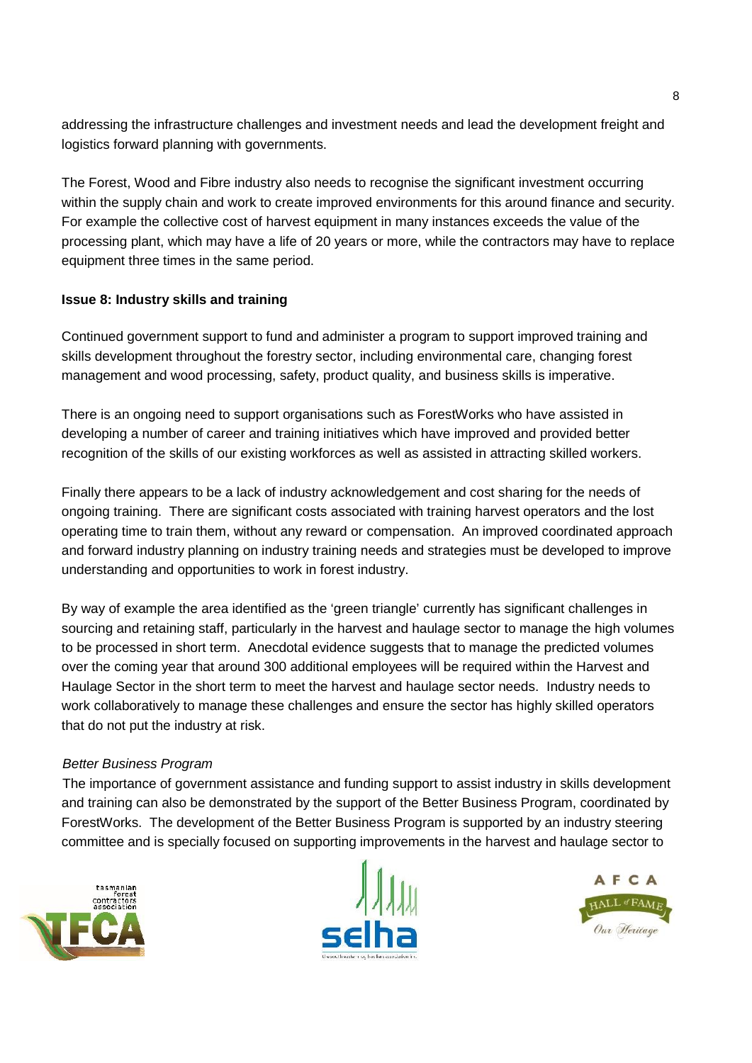addressing the infrastructure challenges and investment needs and lead the development freight and logistics forward planning with governments.

The Forest, Wood and Fibre industry also needs to recognise the significant investment occurring within the supply chain and work to create improved environments for this around finance and security. For example the collective cost of harvest equipment in many instances exceeds the value of the processing plant, which may have a life of 20 years or more, while the contractors may have to replace equipment three times in the same period.

**Issue 8: Industry skills and training**

Continued government support to fund and administer a program to support improved training and skills development throughout the forestry sector, including environmental care, changing forest management and wood processing, safety, product quality, and business skills is imperative.

There is an ongoing need to support organisations such as ForestWorks who have assisted in developing a number of career and training initiatives which have improved and provided better recognition of the skills of our existing workforces as well as assisted in attracting skilled workers.

Finally there appears to be a lack of industry acknowledgement and cost sharing for the needs of ongoing training. There are significant costs associated with training harvest operators and the lost operating time to train them, without any reward or compensation. An improved coordinated approach and forward industry planning on industry training needs and strategies must be developed to improve understanding and opportunities to work in forest industry.

By way of example the area identified as the 'green triangle' currently has significant challenges in sourcing and retaining staff, particularly in the harvest and haulage sector to manage the high volumes to be processed in short term. Anecdotal evidence suggests that to manage the predicted volumes over the coming year that around 300 additional employees will be required within the Harvest and Haulage Sector in the short term to meet the harvest and haulage sector needs. Industry needs to work collaboratively to manage these challenges and ensure the sector has highly skilled operators that do not put the industry at risk.

*Better Business Program*

The importance of government assistance and funding support to assist industry in skills development and training can also be demonstrated by the support of the Better Business Program, coordinated by ForestWorks. The development of the Better Business Program is supported by an industry steering committee and is specially focused on supporting improvements in the harvest and haulage sector to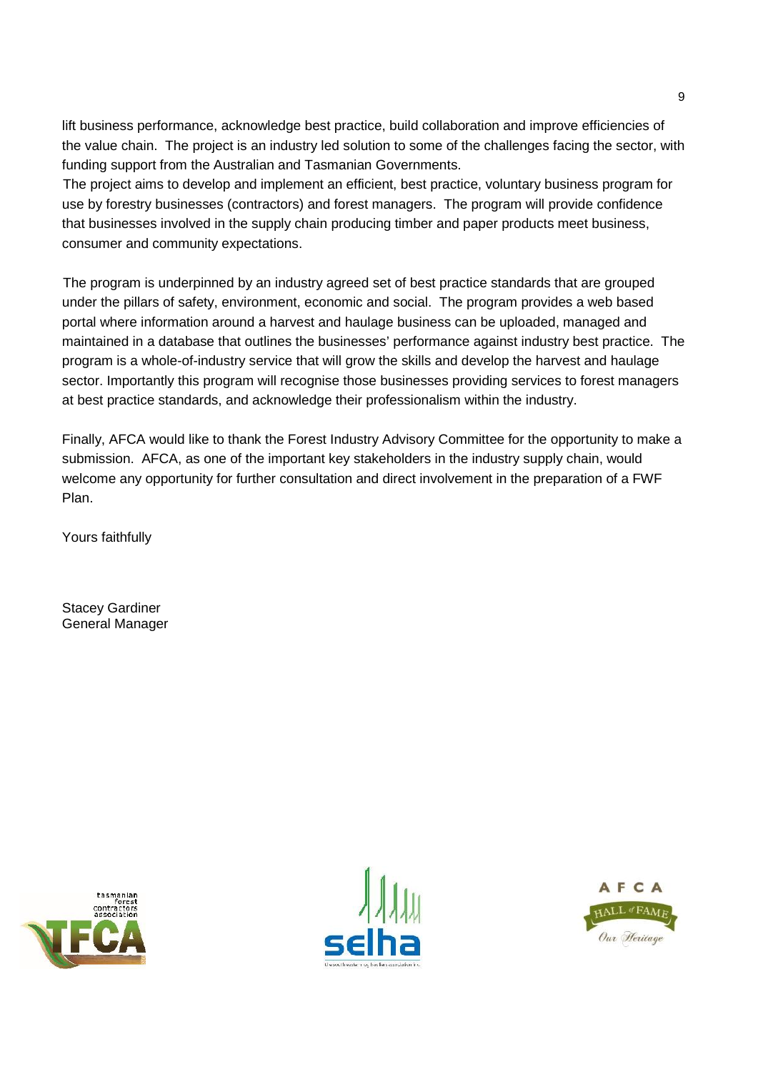lift business performance, acknowledge best practice, build collaboration and improve efficiencies of the value chain. The project is an industry led solution to some of the challenges facing the sector, with funding support from the Australian and Tasmanian Governments.

The project aims to develop and implement an efficient, best practice, voluntary business program for use by forestry businesses (contractors) and forest managers. The program will provide confidence that businesses involved in the supply chain producing timber and paper products meet business, consumer and community expectations.

The program is underpinned by an industry agreed set of best practice standards that are grouped under the pillars of safety, environment, economic and social. The program provides a web based portal where information around a harvest and haulage business can be uploaded, managed and maintained in a database that outlines the businesses' performance against industry best practice. The program is a whole-of-industry service that will grow the skills and develop the harvest and haulage sector. Importantly this program will recognise those businesses providing services to forest managers at best practice standards, and acknowledge their professionalism within the industry.

Finally, AFCA would like to thank the Forest Industry Advisory Committee for the opportunity to make a submission. AFCA, as one of the important key stakeholders in the industry supply chain, would welcome any opportunity for further consultation and direct involvement in the preparation of a FWF Plan.

Yours faithfully

Stacey Gardiner
General Manager